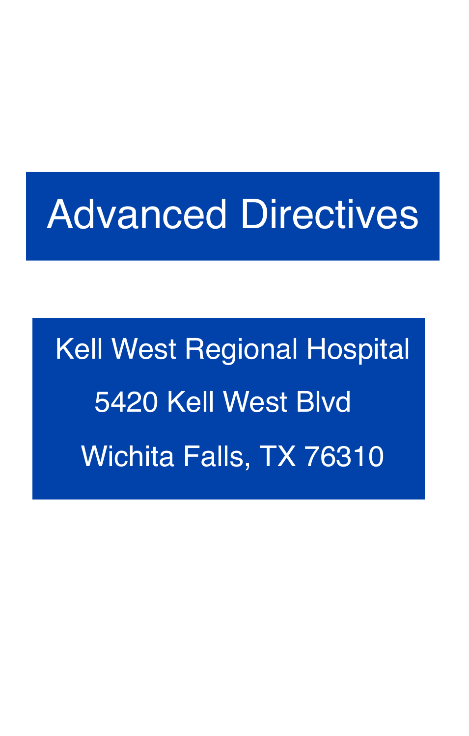# Advanced Directives

Kell West Regional Hospital

5420 Kell West Blvd

Wichita Falls, TX 76310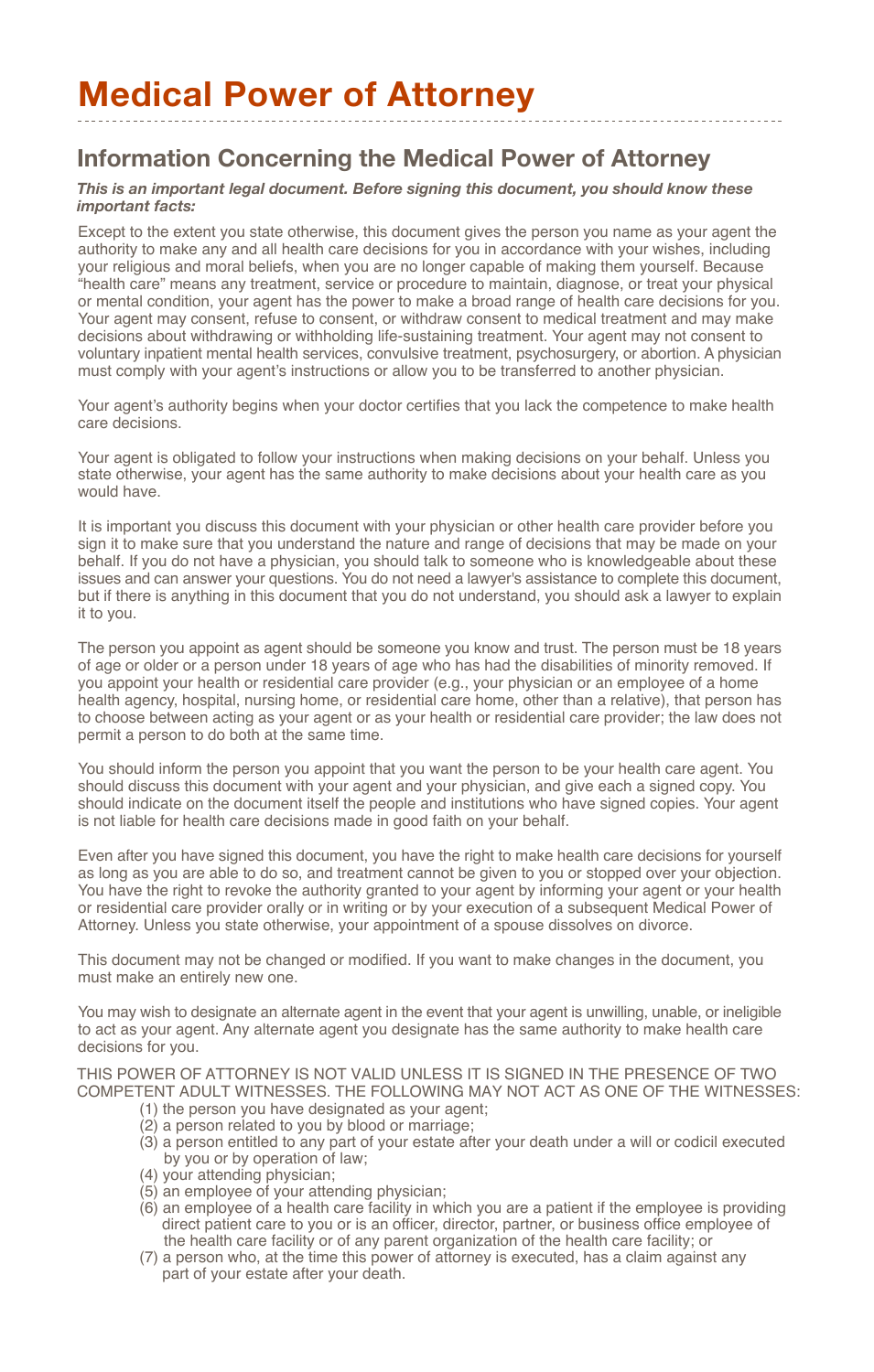# Medical Power of Attorney

## Information Concerning the Medical Power of Attorney

***This is an important legal document. Before signing this document, you should know these important facts:***

Except to the extent you state otherwise, this document gives the person you name as your agent the authority to make any and all health care decisions for you in accordance with your wishes, including your religious and moral beliefs, when you are no longer capable of making them yourself. Because "health care" means any treatment, service or procedure to maintain, diagnose, or treat your physical or mental condition, your agent has the power to make a broad range of health care decisions for you. Your agent may consent, refuse to consent, or withdraw consent to medical treatment and may make decisions about withdrawing or withholding life-sustaining treatment. Your agent may not consent to voluntary inpatient mental health services, convulsive treatment, psychosurgery, or abortion. A physician must comply with your agent's instructions or allow you to be transferred to another physician.

Your agent's authority begins when your doctor certifies that you lack the competence to make health care decisions.

Your agent is obligated to follow your instructions when making decisions on your behalf. Unless you state otherwise, your agent has the same authority to make decisions about your health care as you would have.

It is important you discuss this document with your physician or other health care provider before you sign it to make sure that you understand the nature and range of decisions that may be made on your behalf. If you do not have a physician, you should talk to someone who is knowledgeable about these issues and can answer your questions. You do not need a lawyer's assistance to complete this document, but if there is anything in this document that you do not understand, you should ask a lawyer to explain it to you.

The person you appoint as agent should be someone you know and trust. The person must be 18 years of age or older or a person under 18 years of age who has had the disabilities of minority removed. If you appoint your health or residential care provider (e.g., your physician or an employee of a home health agency, hospital, nursing home, or residential care home, other than a relative), that person has to choose between acting as your agent or as your health or residential care provider; the law does not permit a person to do both at the same time.

You should inform the person you appoint that you want the person to be your health care agent. You should discuss this document with your agent and your physician, and give each a signed copy. You should indicate on the document itself the people and institutions who have signed copies. Your agent is not liable for health care decisions made in good faith on your behalf.

Even after you have signed this document, you have the right to make health care decisions for yourself as long as you are able to do so, and treatment cannot be given to you or stopped over your objection. You have the right to revoke the authority granted to your agent by informing your agent or your health or residential care provider orally or in writing or by your execution of a subsequent Medical Power of Attorney. Unless you state otherwise, your appointment of a spouse dissolves on divorce.

This document may not be changed or modified. If you want to make changes in the document, you must make an entirely new one.

You may wish to designate an alternate agent in the event that your agent is unwilling, unable, or ineligible to act as your agent. Any alternate agent you designate has the same authority to make health care decisions for you.

THIS POWER OF ATTORNEY IS NOT VALID UNLESS IT IS SIGNED IN THE PRESENCE OF TWO COMPETENT ADULT WITNESSES. THE FOLLOWING MAY NOT ACT AS ONE OF THE WITNESSES:

(1) the person you have designated as your agent;
(2) a person related to you by blood or marriage;
(3) a person entitled to any part of your estate after your death under a will or codicil executed by you or by operation of law;
(4) your attending physician;
(5) an employee of your attending physician;
(6) an employee of a health care facility in which you are a patient if the employee is providing direct patient care to you or is an officer, director, partner, or business office employee of the health care facility or of any parent organization of the health care facility; or
(7) a person who, at the time this power of attorney is executed, has a claim against any part of your estate after your death.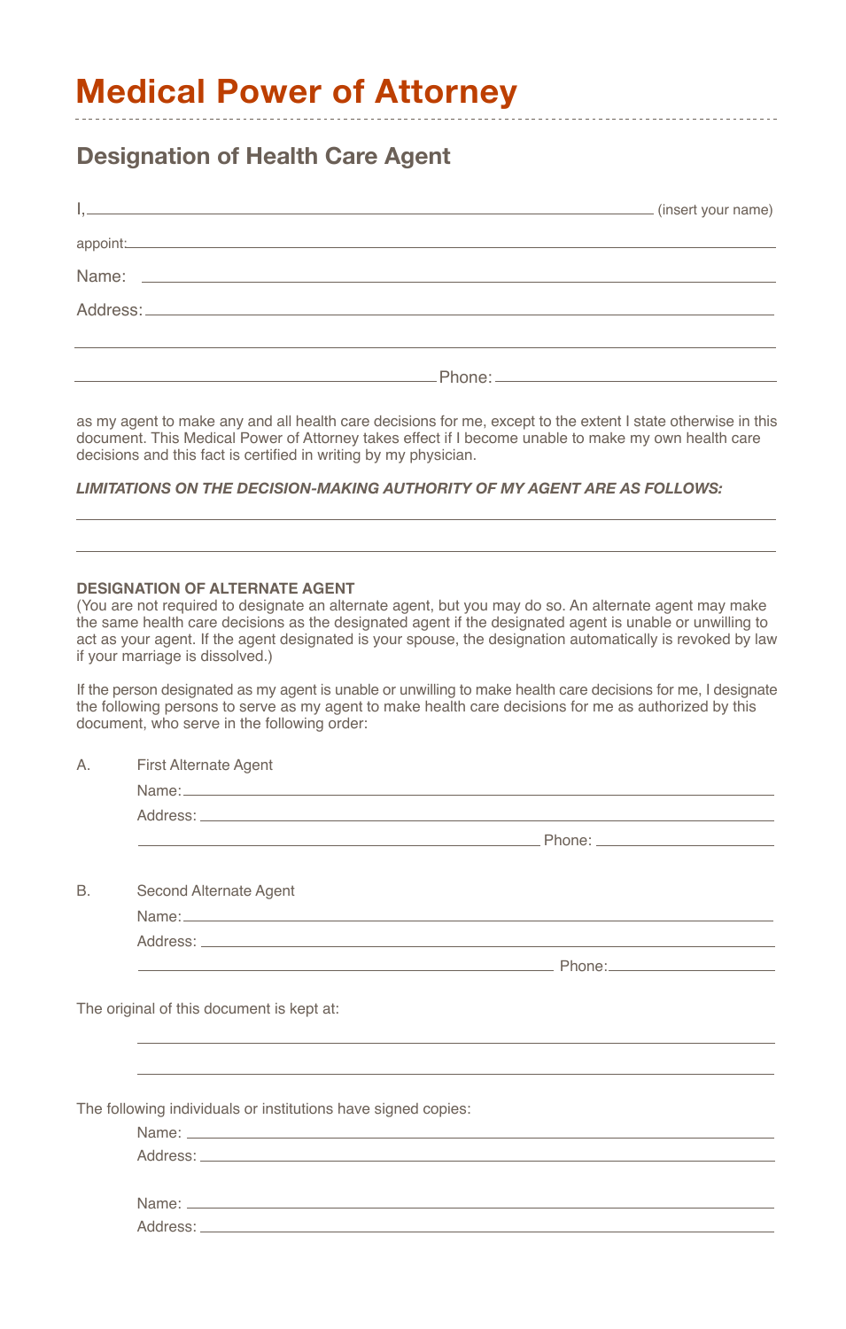# Medical Power of Attorney

## Designation of Health Care Agent

I, ______________________________________________ (insert your name)

appoint: ______________________________________________

Name: ______________________________________________

Address: ______________________________________________

______________________________________________

______________________________ Phone: ______________________

as my agent to make any and all health care decisions for me, except to the extent I state otherwise in this document. This Medical Power of Attorney takes effect if I become unable to make my own health care decisions and this fact is certified in writing by my physician.

***LIMITATIONS ON THE DECISION-MAKING AUTHORITY OF MY AGENT ARE AS FOLLOWS:***

______________________________________________

______________________________________________

**DESIGNATION OF ALTERNATE AGENT**

(You are not required to designate an alternate agent, but you may do so. An alternate agent may make the same health care decisions as the designated agent if the designated agent is unable or unwilling to act as your agent. If the agent designated is your spouse, the designation automatically is revoked by law if your marriage is dissolved.)

If the person designated as my agent is unable or unwilling to make health care decisions for me, I designate the following persons to serve as my agent to make health care decisions for me as authorized by this document, who serve in the following order:

A. First Alternate Agent

Name: ______________________________________________

Address: ______________________________________________

______________________________ Phone: ______________________

B. Second Alternate Agent

Name: ______________________________________________

Address: ______________________________________________

______________________________ Phone: ______________________

The original of this document is kept at:

______________________________________________

______________________________________________

The following individuals or institutions have signed copies:

Name: ______________________________________________

Address: ______________________________________________

Name: ______________________________________________

Address: ______________________________________________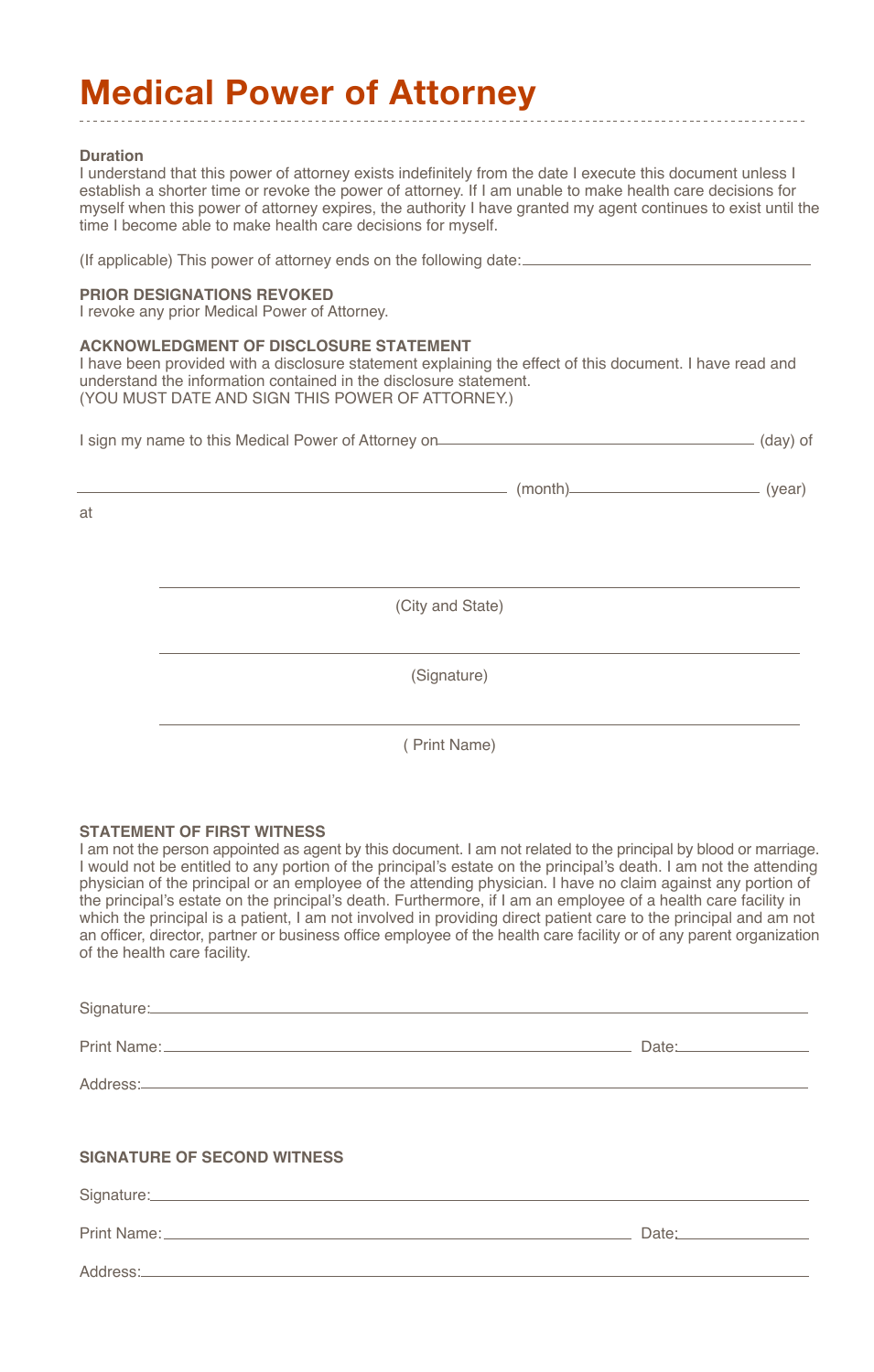# Medical Power of Attorney

**Duration**

I understand that this power of attorney exists indefinitely from the date I execute this document unless I establish a shorter time or revoke the power of attorney. If I am unable to make health care decisions for myself when this power of attorney expires, the authority I have granted my agent continues to exist until the time I become able to make health care decisions for myself.

(If applicable) This power of attorney ends on the following date:\_\_\_\_\_\_\_\_\_\_\_\_\_\_\_\_\_\_\_\_\_\_\_\_\_\_\_\_\_\_

**PRIOR DESIGNATIONS REVOKED**

I revoke any prior Medical Power of Attorney.

**ACKNOWLEDGMENT OF DISCLOSURE STATEMENT**

I have been provided with a disclosure statement explaining the effect of this document. I have read and understand the information contained in the disclosure statement.
(YOU MUST DATE AND SIGN THIS POWER OF ATTORNEY.)

I sign my name to this Medical Power of Attorney on\_\_\_\_\_\_\_\_\_\_\_\_\_\_\_\_\_\_\_\_\_\_\_\_\_\_\_\_\_\_ (day) of

\_\_\_\_\_\_\_\_\_\_\_\_\_\_\_\_\_\_\_\_\_\_\_\_\_\_\_\_\_\_\_\_\_\_\_\_ (month)\_\_\_\_\_\_\_\_\_\_\_\_\_\_\_\_ (year)

at

\_\_\_\_\_\_\_\_\_\_\_\_\_\_\_\_\_\_\_\_\_\_\_\_\_\_\_\_\_\_\_\_\_\_\_\_\_\_\_\_\_\_\_\_\_\_

(City and State)

\_\_\_\_\_\_\_\_\_\_\_\_\_\_\_\_\_\_\_\_\_\_\_\_\_\_\_\_\_\_\_\_\_\_\_\_\_\_\_\_\_\_\_\_\_\_

(Signature)

\_\_\_\_\_\_\_\_\_\_\_\_\_\_\_\_\_\_\_\_\_\_\_\_\_\_\_\_\_\_\_\_\_\_\_\_\_\_\_\_\_\_\_\_\_\_

( Print Name)

**STATEMENT OF FIRST WITNESS**

I am not the person appointed as agent by this document. I am not related to the principal by blood or marriage. I would not be entitled to any portion of the principal's estate on the principal's death. I am not the attending physician of the principal or an employee of the attending physician. I have no claim against any portion of the principal's estate on the principal's death. Furthermore, if I am an employee of a health care facility in which the principal is a patient, I am not involved in providing direct patient care to the principal and am not an officer, director, partner or business office employee of the health care facility or of any parent organization of the health care facility.

Signature:\_\_\_\_\_\_\_\_\_\_\_\_\_\_\_\_\_\_\_\_\_\_\_\_\_\_\_\_\_\_\_\_\_\_\_\_\_\_\_\_\_\_\_\_\_\_

Print Name:\_\_\_\_\_\_\_\_\_\_\_\_\_\_\_\_\_\_\_\_\_\_\_\_\_\_\_\_\_\_\_\_\_\_ Date:\_\_\_\_\_\_\_\_\_\_\_\_

Address:\_\_\_\_\_\_\_\_\_\_\_\_\_\_\_\_\_\_\_\_\_\_\_\_\_\_\_\_\_\_\_\_\_\_\_\_\_\_\_\_\_\_\_\_\_\_

**SIGNATURE OF SECOND WITNESS**

Signature:\_\_\_\_\_\_\_\_\_\_\_\_\_\_\_\_\_\_\_\_\_\_\_\_\_\_\_\_\_\_\_\_\_\_\_\_\_\_\_\_\_\_\_\_\_\_

Print Name:\_\_\_\_\_\_\_\_\_\_\_\_\_\_\_\_\_\_\_\_\_\_\_\_\_\_\_\_\_\_\_\_\_\_ Date:\_\_\_\_\_\_\_\_\_\_\_\_

Address:\_\_\_\_\_\_\_\_\_\_\_\_\_\_\_\_\_\_\_\_\_\_\_\_\_\_\_\_\_\_\_\_\_\_\_\_\_\_\_\_\_\_\_\_\_\_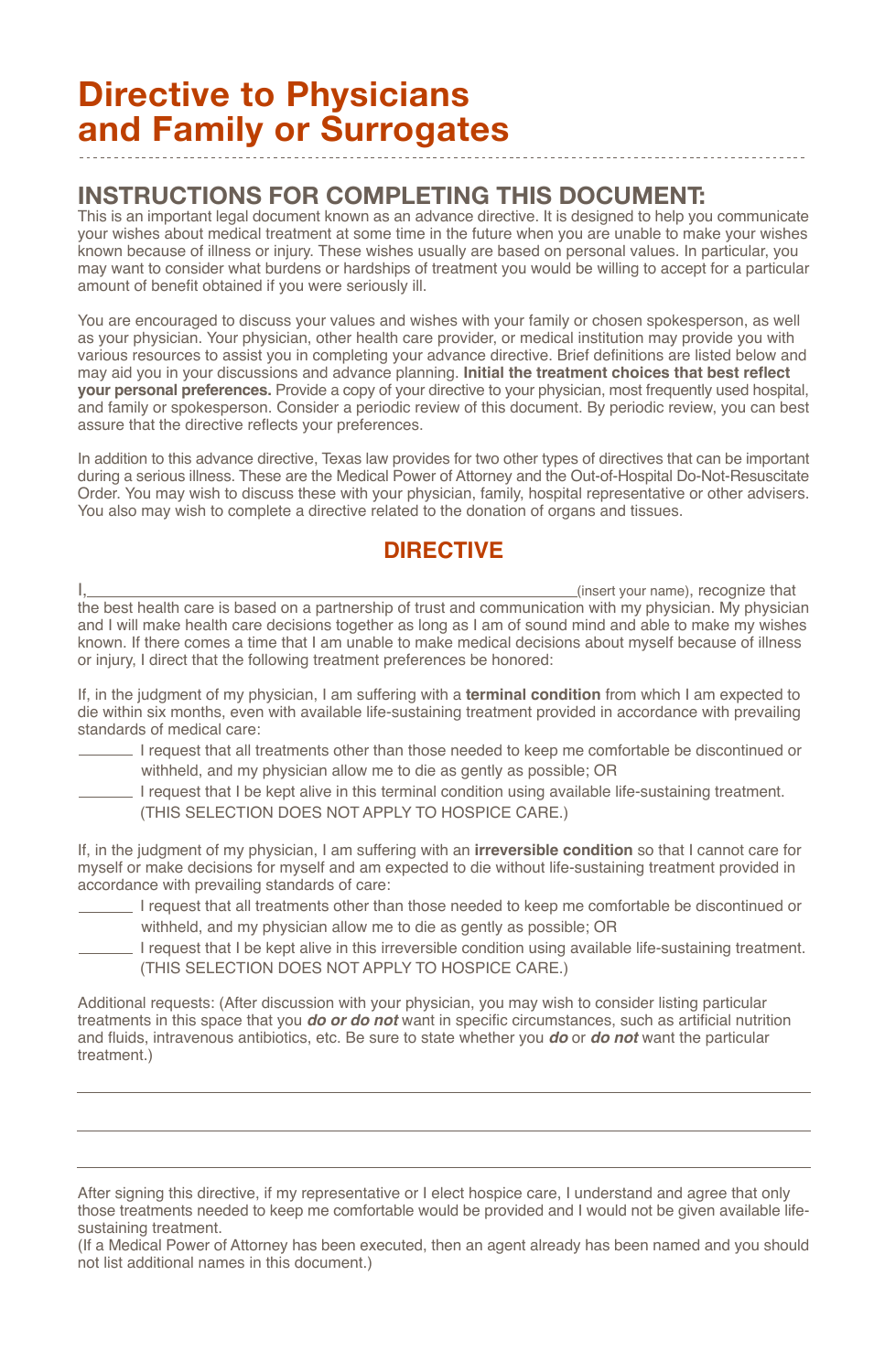# Directive to Physicians and Family or Surrogates

## INSTRUCTIONS FOR COMPLETING THIS DOCUMENT:

This is an important legal document known as an advance directive. It is designed to help you communicate your wishes about medical treatment at some time in the future when you are unable to make your wishes known because of illness or injury. These wishes usually are based on personal values. In particular, you may want to consider what burdens or hardships of treatment you would be willing to accept for a particular amount of benefit obtained if you were seriously ill.

You are encouraged to discuss your values and wishes with your family or chosen spokesperson, as well as your physician. Your physician, other health care provider, or medical institution may provide you with various resources to assist you in completing your advance directive. Brief definitions are listed below and may aid you in your discussions and advance planning. **Initial the treatment choices that best reflect your personal preferences.** Provide a copy of your directive to your physician, most frequently used hospital, and family or spokesperson. Consider a periodic review of this document. By periodic review, you can best assure that the directive reflects your preferences.

In addition to this advance directive, Texas law provides for two other types of directives that can be important during a serious illness. These are the Medical Power of Attorney and the Out-of-Hospital Do-Not-Resuscitate Order. You may wish to discuss these with your physician, family, hospital representative or other advisers. You also may wish to complete a directive related to the donation of organs and tissues.

## DIRECTIVE

I,\_\_\_\_\_\_\_\_\_\_\_\_\_\_\_\_\_\_\_\_\_\_\_\_\_\_\_\_\_\_\_\_\_\_\_\_\_\_\_\_\_\_\_\_(insert your name), recognize that the best health care is based on a partnership of trust and communication with my physician. My physician and I will make health care decisions together as long as I am of sound mind and able to make my wishes known. If there comes a time that I am unable to make medical decisions about myself because of illness or injury, I direct that the following treatment preferences be honored:

If, in the judgment of my physician, I am suffering with a **terminal condition** from which I am expected to die within six months, even with available life-sustaining treatment provided in accordance with prevailing standards of medical care:

\_\_\_\_\_\_ I request that all treatments other than those needed to keep me comfortable be discontinued or withheld, and my physician allow me to die as gently as possible; OR

\_\_\_\_\_\_ I request that I be kept alive in this terminal condition using available life-sustaining treatment. (THIS SELECTION DOES NOT APPLY TO HOSPICE CARE.)

If, in the judgment of my physician, I am suffering with an **irreversible condition** so that I cannot care for myself or make decisions for myself and am expected to die without life-sustaining treatment provided in accordance with prevailing standards of care:

\_\_\_\_\_\_ I request that all treatments other than those needed to keep me comfortable be discontinued or withheld, and my physician allow me to die as gently as possible; OR

\_\_\_\_\_\_ I request that I be kept alive in this irreversible condition using available life-sustaining treatment. (THIS SELECTION DOES NOT APPLY TO HOSPICE CARE.)

Additional requests: (After discussion with your physician, you may wish to consider listing particular treatments in this space that you ***do or do not*** want in specific circumstances, such as artificial nutrition and fluids, intravenous antibiotics, etc. Be sure to state whether you ***do*** or ***do not*** want the particular treatment.)

\_\_\_\_\_\_\_\_\_\_\_\_\_\_\_\_\_\_\_\_\_\_\_\_\_\_\_\_\_\_\_\_\_\_\_\_\_\_\_\_\_\_\_\_\_\_\_\_\_\_\_\_\_\_\_\_\_\_\_\_

\_\_\_\_\_\_\_\_\_\_\_\_\_\_\_\_\_\_\_\_\_\_\_\_\_\_\_\_\_\_\_\_\_\_\_\_\_\_\_\_\_\_\_\_\_\_\_\_\_\_\_\_\_\_\_\_\_\_\_\_

\_\_\_\_\_\_\_\_\_\_\_\_\_\_\_\_\_\_\_\_\_\_\_\_\_\_\_\_\_\_\_\_\_\_\_\_\_\_\_\_\_\_\_\_\_\_\_\_\_\_\_\_\_\_\_\_\_\_\_\_

After signing this directive, if my representative or I elect hospice care, I understand and agree that only those treatments needed to keep me comfortable would be provided and I would not be given available life-sustaining treatment.

(If a Medical Power of Attorney has been executed, then an agent already has been named and you should not list additional names in this document.)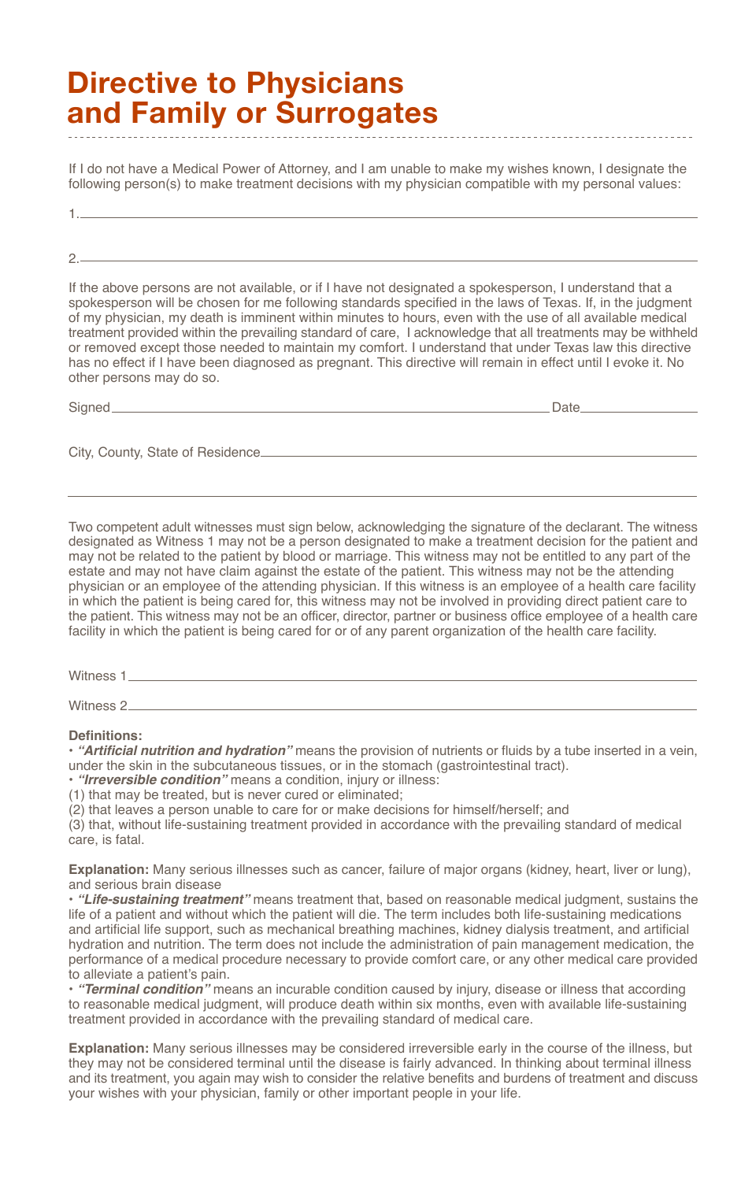# Directive to Physicians and Family or Surrogates

If I do not have a Medical Power of Attorney, and I am unable to make my wishes known, I designate the following person(s) to make treatment decisions with my physician compatible with my personal values:

1.\_\_\_\_\_\_\_\_\_\_\_\_\_\_\_\_\_\_\_\_\_\_\_\_\_\_\_\_\_\_\_\_\_\_\_\_\_\_\_\_\_\_\_\_\_\_\_\_

2.\_\_\_\_\_\_\_\_\_\_\_\_\_\_\_\_\_\_\_\_\_\_\_\_\_\_\_\_\_\_\_\_\_\_\_\_\_\_\_\_\_\_\_\_\_\_\_\_

If the above persons are not available, or if I have not designated a spokesperson, I understand that a spokesperson will be chosen for me following standards specified in the laws of Texas. If, in the judgment of my physician, my death is imminent within minutes to hours, even with the use of all available medical treatment provided within the prevailing standard of care, I acknowledge that all treatments may be withheld or removed except those needed to maintain my comfort. I understand that under Texas law this directive has no effect if I have been diagnosed as pregnant. This directive will remain in effect until I evoke it. No other persons may do so.

Signed\_\_\_\_\_\_\_\_\_\_\_\_\_\_\_\_\_\_\_\_\_\_\_\_\_\_\_\_\_\_\_\_\_\_\_\_ Date\_\_\_\_\_\_\_\_\_\_\_\_

City, County, State of Residence\_\_\_\_\_\_\_\_\_\_\_\_\_\_\_\_\_\_\_\_\_\_\_\_\_\_\_\_\_\_\_\_\_\_

\_\_\_\_\_\_\_\_\_\_\_\_\_\_\_\_\_\_\_\_\_\_\_\_\_\_\_\_\_\_\_\_\_\_\_\_\_\_\_\_\_\_\_\_\_\_\_\_\_\_

Two competent adult witnesses must sign below, acknowledging the signature of the declarant. The witness designated as Witness 1 may not be a person designated to make a treatment decision for the patient and may not be related to the patient by blood or marriage. This witness may not be entitled to any part of the estate and may not have claim against the estate of the patient. This witness may not be the attending physician or an employee of the attending physician. If this witness is an employee of a health care facility in which the patient is being cared for, this witness may not be involved in providing direct patient care to the patient. This witness may not be an officer, director, partner or business office employee of a health care facility in which the patient is being cared for or of any parent organization of the health care facility.

Witness 1\_\_\_\_\_\_\_\_\_\_\_\_\_\_\_\_\_\_\_\_\_\_\_\_\_\_\_\_\_\_\_\_\_\_\_\_\_\_\_\_\_\_\_\_\_\_

Witness 2\_\_\_\_\_\_\_\_\_\_\_\_\_\_\_\_\_\_\_\_\_\_\_\_\_\_\_\_\_\_\_\_\_\_\_\_\_\_\_\_\_\_\_\_\_\_

**Definitions:**

- ***"Artificial nutrition and hydration"*** means the provision of nutrients or fluids by a tube inserted in a vein, under the skin in the subcutaneous tissues, or in the stomach (gastrointestinal tract).
- ***"Irreversible condition"*** means a condition, injury or illness:

(1) that may be treated, but is never cured or eliminated;
(2) that leaves a person unable to care for or make decisions for himself/herself; and
(3) that, without life-sustaining treatment provided in accordance with the prevailing standard of medical care, is fatal.

**Explanation:** Many serious illnesses such as cancer, failure of major organs (kidney, heart, liver or lung), and serious brain disease

- ***"Life-sustaining treatment"*** means treatment that, based on reasonable medical judgment, sustains the life of a patient and without which the patient will die. The term includes both life-sustaining medications and artificial life support, such as mechanical breathing machines, kidney dialysis treatment, and artificial hydration and nutrition. The term does not include the administration of pain management medication, the performance of a medical procedure necessary to provide comfort care, or any other medical care provided to alleviate a patient's pain.
- ***"Terminal condition"*** means an incurable condition caused by injury, disease or illness that according to reasonable medical judgment, will produce death within six months, even with available life-sustaining treatment provided in accordance with the prevailing standard of medical care.

**Explanation:** Many serious illnesses may be considered irreversible early in the course of the illness, but they may not be considered terminal until the disease is fairly advanced. In thinking about terminal illness and its treatment, you again may wish to consider the relative benefits and burdens of treatment and discuss your wishes with your physician, family or other important people in your life.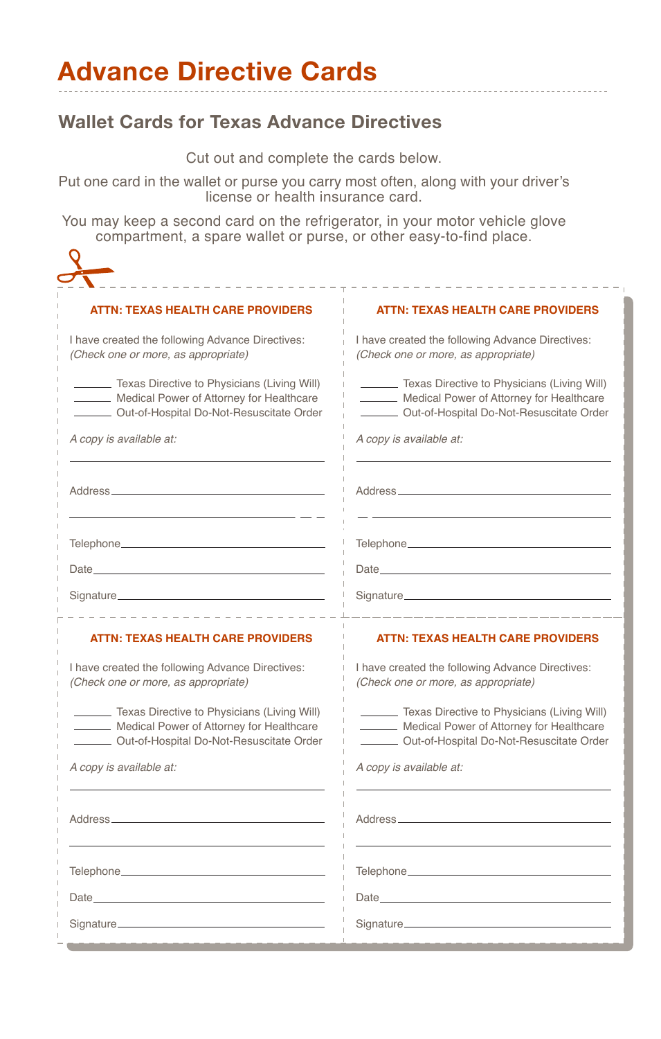# Advance Directive Cards

## Wallet Cards for Texas Advance Directives

Cut out and complete the cards below.

Put one card in the wallet or purse you carry most often, along with your driver's license or health insurance card.

You may keep a second card on the refrigerator, in your motor vehicle glove compartment, a spare wallet or purse, or other easy-to-find place.

**ATTN: TEXAS HEALTH CARE PROVIDERS**

I have created the following Advance Directives:
*(Check one or more, as appropriate)*

_____ Texas Directive to Physicians (Living Will)
_____ Medical Power of Attorney for Healthcare
_____ Out-of-Hospital Do-Not-Resuscitate Order

*A copy is available at:*

______________________________

Address______________________________

______________________________

Telephone______________________________

Date______________________________

Signature______________________________

**ATTN: TEXAS HEALTH CARE PROVIDERS**

I have created the following Advance Directives:
*(Check one or more, as appropriate)*

_____ Texas Directive to Physicians (Living Will)
_____ Medical Power of Attorney for Healthcare
_____ Out-of-Hospital Do-Not-Resuscitate Order

*A copy is available at:*

______________________________

Address______________________________

______________________________

Telephone______________________________

Date______________________________

Signature______________________________

**ATTN: TEXAS HEALTH CARE PROVIDERS**

I have created the following Advance Directives:
*(Check one or more, as appropriate)*

_____ Texas Directive to Physicians (Living Will)
_____ Medical Power of Attorney for Healthcare
_____ Out-of-Hospital Do-Not-Resuscitate Order

*A copy is available at:*

______________________________

Address______________________________

______________________________

Telephone______________________________

Date______________________________

Signature______________________________

**ATTN: TEXAS HEALTH CARE PROVIDERS**

I have created the following Advance Directives:
*(Check one or more, as appropriate)*

_____ Texas Directive to Physicians (Living Will)
_____ Medical Power of Attorney for Healthcare
_____ Out-of-Hospital Do-Not-Resuscitate Order

*A copy is available at:*

______________________________

Address______________________________

______________________________

Telephone______________________________

Date______________________________

Signature______________________________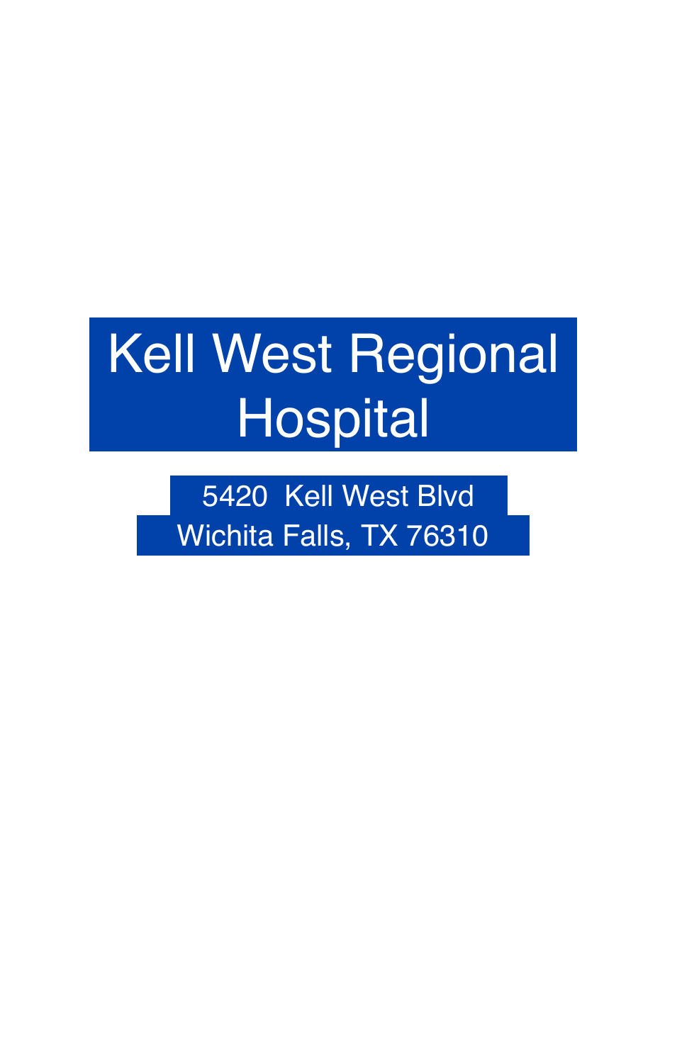# Kell West Regional Hospital

5420  Kell West Blvd
Wichita Falls, TX 76310